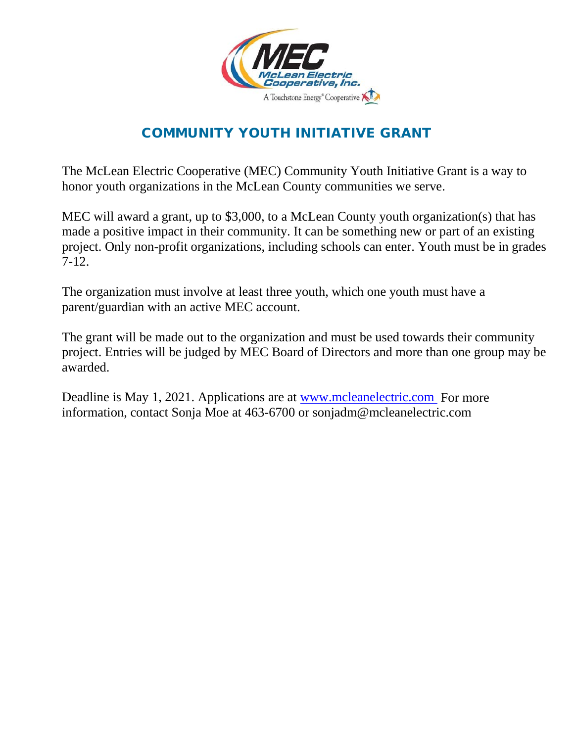# COMMUNITY YOUTH INITIATIVE GRANT

The McLean Electric Cooperative (MEC) Community Youth Initiative Grant is a way to honor youth organizations in the McLean County communities we serve.

MEC will award a grant, up to $3,000, to a McLean County youth organization(s) that has made a positive impact in their community. It can be something new or part of an existing project. Only non-profit organizations, including schools can enter. Youth must be in grades 7-12.

The organization must involve at least three youth, which one youth must have a parent/guardian with an active MEC account.

The grant will be made out to the organization and must be used towards their community project. Entries will be judged by MEC Board of Directors and more than one group may be awarded.

Deadline is May 1, 2021. Applications are at [www.mcleanelectric.com](http://www.mcleanelectric.com) For more information, contact Sonja Moe at 463-6700 or sonjadm@mcleanelectric.com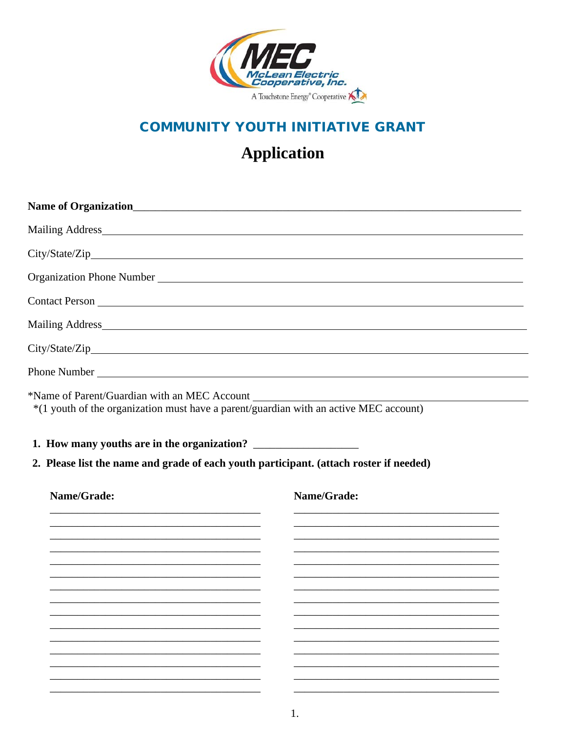MEC

McLean Electric Cooperative, Inc.

A Touchstone Energy® Cooperative

## COMMUNITY YOUTH INITIATIVE GRANT

# Application

**Name of Organization**\_\_\_\_\_\_\_\_\_\_\_\_\_\_\_\_\_\_\_\_\_\_\_\_\_\_\_\_\_\_\_\_\_\_\_\_\_\_\_\_

Mailing Address\_\_\_\_\_\_\_\_\_\_\_\_\_\_\_\_\_\_\_\_\_\_\_\_\_\_\_\_\_\_\_\_\_\_\_\_\_\_\_\_

City/State/Zip\_\_\_\_\_\_\_\_\_\_\_\_\_\_\_\_\_\_\_\_\_\_\_\_\_\_\_\_\_\_\_\_\_\_\_\_\_\_\_\_

Organization Phone Number \_\_\_\_\_\_\_\_\_\_\_\_\_\_\_\_\_\_\_\_\_\_\_\_\_\_\_\_\_\_\_\_\_\_\_\_\_\_\_\_

Contact Person \_\_\_\_\_\_\_\_\_\_\_\_\_\_\_\_\_\_\_\_\_\_\_\_\_\_\_\_\_\_\_\_\_\_\_\_\_\_\_\_

Mailing Address\_\_\_\_\_\_\_\_\_\_\_\_\_\_\_\_\_\_\_\_\_\_\_\_\_\_\_\_\_\_\_\_\_\_\_\_\_\_\_\_

City/State/Zip\_\_\_\_\_\_\_\_\_\_\_\_\_\_\_\_\_\_\_\_\_\_\_\_\_\_\_\_\_\_\_\_\_\_\_\_\_\_\_\_

Phone Number \_\_\_\_\_\_\_\_\_\_\_\_\_\_\_\_\_\_\_\_\_\_\_\_\_\_\_\_\_\_\_\_\_\_\_\_\_\_\_\_

*Name of Parent/Guardian with an MEC Account \_\_\_\_\_\_\_\_\_\_\_\_\_\_\_\_\_\_\_\_\_\_\_\_\_\_\_\_\_\_\_\_

*(1 youth of the organization must have a parent/guardian with an active MEC account)

1. **How many youths are in the organization?** \_\_\_\_\_\_\_\_\_\_\_\_\_\_\_\_\_\_
2. **Please list the name and grade of each youth participant. (attach roster if needed)**

| **Name/Grade:** | **Name/Grade:** |
| --- | --- |
| | |
| | |
| | |
| | |
| | |
| | |
| | |
| | |
| | |
| | |
| | |
| | |
| | |
| | |
| | |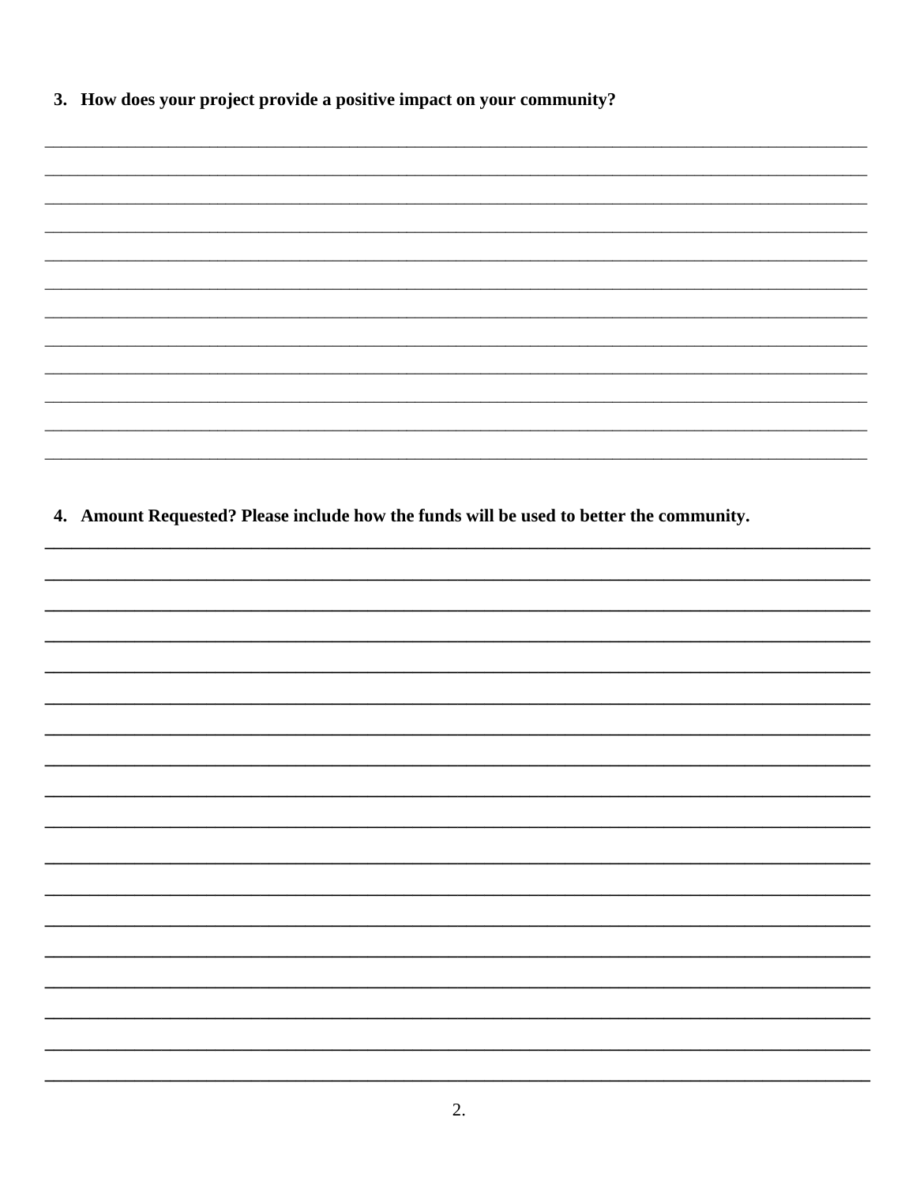3. **How does your project provide a positive impact on your community?**

________________________________________________________________________________________________
________________________________________________________________________________________________
________________________________________________________________________________________________
________________________________________________________________________________________________
________________________________________________________________________________________________
________________________________________________________________________________________________
________________________________________________________________________________________________
________________________________________________________________________________________________
________________________________________________________________________________________________
________________________________________________________________________________________________
________________________________________________________________________________________________
________________________________________________________________________________________________

4. **Amount Requested? Please include how the funds will be used to better the community.**

________________________________________________________________________________________________
________________________________________________________________________________________________
________________________________________________________________________________________________
________________________________________________________________________________________________
________________________________________________________________________________________________
________________________________________________________________________________________________
________________________________________________________________________________________________
________________________________________________________________________________________________
________________________________________________________________________________________________
________________________________________________________________________________________________
________________________________________________________________________________________________
________________________________________________________________________________________________
________________________________________________________________________________________________
________________________________________________________________________________________________
________________________________________________________________________________________________
________________________________________________________________________________________________
________________________________________________________________________________________________
________________________________________________________________________________________________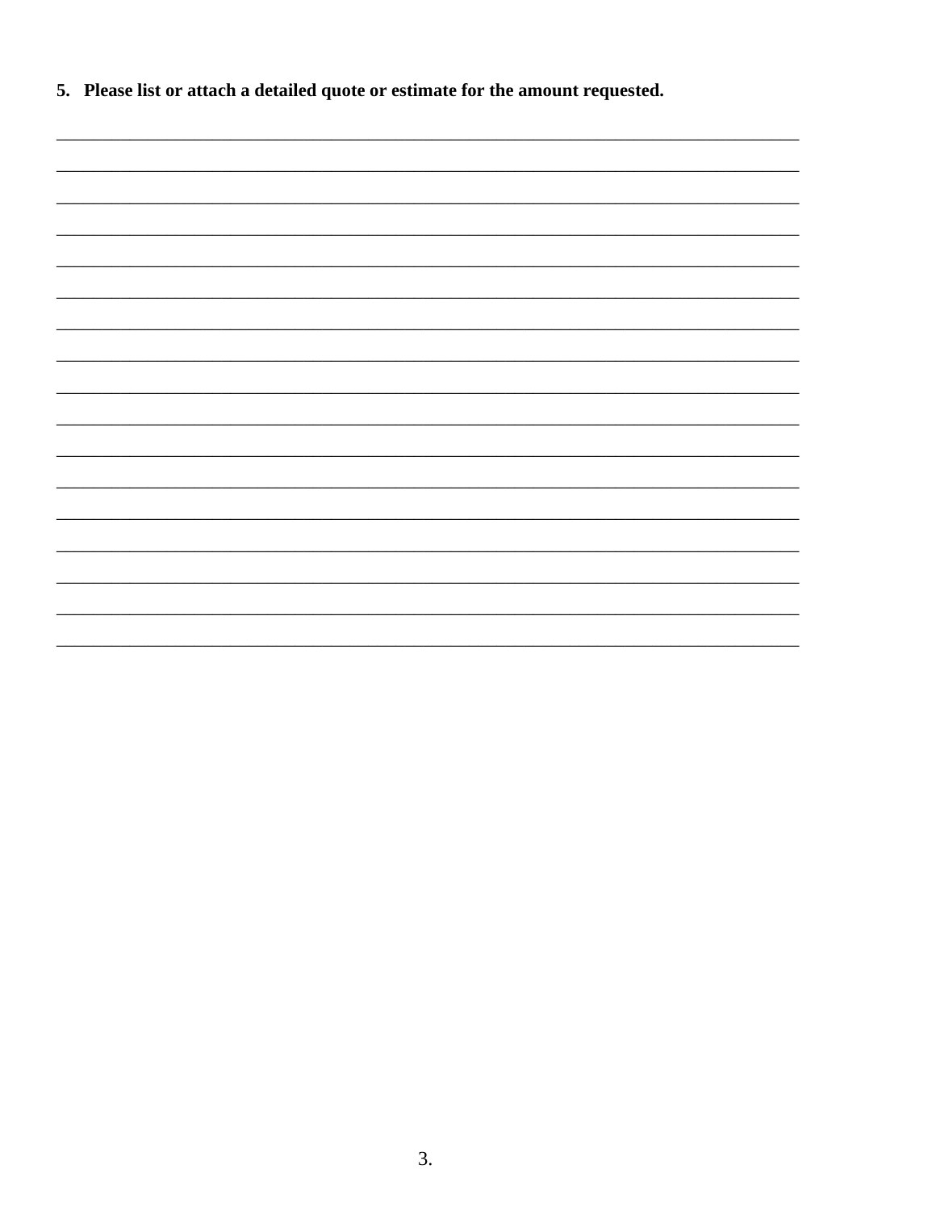**5. Please list or attach a detailed quote or estimate for the amount requested.**

______________________________________________________________________________

______________________________________________________________________________

______________________________________________________________________________

______________________________________________________________________________

______________________________________________________________________________

______________________________________________________________________________

______________________________________________________________________________

______________________________________________________________________________

______________________________________________________________________________

______________________________________________________________________________

______________________________________________________________________________

______________________________________________________________________________

______________________________________________________________________________

______________________________________________________________________________

______________________________________________________________________________

______________________________________________________________________________

______________________________________________________________________________